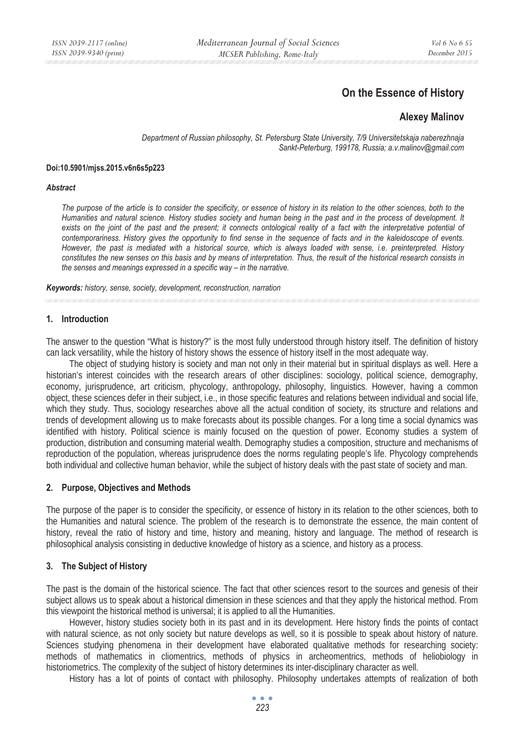# On the Essence of History

## Alexey Malinov

*Department of Russian philosophy, St. Petersburg State University, 7/9 Universitetskaja naberezhnaja Sankt-Peterburg, 199178, Russia; a.v.malinov@gmail.com*

**Doi:10.5901/mjss.2015.v6n6s5p223**

***Abstract***

*The purpose of the article is to consider the specificity, or essence of history in its relation to the other sciences, both to the Humanities and natural science. History studies society and human being in the past and in the process of development. It exists on the joint of the past and the present; it connects ontological reality of a fact with the interpretative potential of contemporariness. History gives the opportunity to find sense in the sequence of facts and in the kaleidoscope of events. However, the past is mediated with a historical source, which is always loaded with sense, i.e. preinterpreted. History constitutes the new senses on this basis and by means of interpretation. Thus, the result of the historical research consists in the senses and meanings expressed in a specific way – in the narrative.*

***Keywords:*** *history, sense, society, development, reconstruction, narration*

### 1. Introduction

The answer to the question "What is history?" is the most fully understood through history itself. The definition of history can lack versatility, while the history of history shows the essence of history itself in the most adequate way.

The object of studying history is society and man not only in their material but in spiritual displays as well. Here a historian's interest coincides with the research arears of other disciplines: sociology, political science, demography, economy, jurisprudence, art criticism, phycology, anthropology, philosophy, linguistics. However, having a common object, these sciences defer in their subject, i.e., in those specific features and relations between individual and social life, which they study. Thus, sociology researches above all the actual condition of society, its structure and relations and trends of development allowing us to make forecasts about its possible changes. For a long time a social dynamics was identified with history. Political science is mainly focused on the question of power. Economy studies a system of production, distribution and consuming material wealth. Demography studies a composition, structure and mechanisms of reproduction of the population, whereas jurisprudence does the norms regulating people's life. Phycology comprehends both individual and collective human behavior, while the subject of history deals with the past state of society and man.

### 2. Purpose, Objectives and Methods

The purpose of the paper is to consider the specificity, or essence of history in its relation to the other sciences, both to the Humanities and natural science. The problem of the research is to demonstrate the essence, the main content of history, reveal the ratio of history and time, history and meaning, history and language. The method of research is philosophical analysis consisting in deductive knowledge of history as a science, and history as a process.

### 3. The Subject of History

The past is the domain of the historical science. The fact that other sciences resort to the sources and genesis of their subject allows us to speak about a historical dimension in these sciences and that they apply the historical method. From this viewpoint the historical method is universal; it is applied to all the Humanities.

However, history studies society both in its past and in its development. Here history finds the points of contact with natural science, as not only society but nature develops as well, so it is possible to speak about history of nature. Sciences studying phenomena in their development have elaborated qualitative methods for researching society: methods of mathematics in cliomentrics, methods of physics in archeomentrics, methods of heliobiology in historiometrics. The complexity of the subject of history determines its inter-disciplinary character as well.

History has a lot of points of contact with philosophy. Philosophy undertakes attempts of realization of both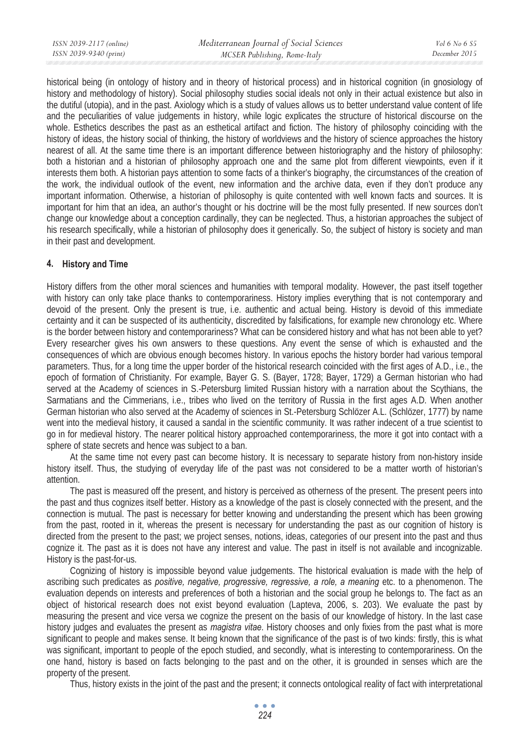historical being (in ontology of history and in theory of historical process) and in historical cognition (in gnosiology of history and methodology of history). Social philosophy studies social ideals not only in their actual existence but also in the dutiful (utopia), and in the past. Axiology which is a study of values allows us to better understand value content of life and the peculiarities of value judgements in history, while logic explicates the structure of historical discourse on the whole. Esthetics describes the past as an esthetical artifact and fiction. The history of philosophy coinciding with the history of ideas, the history social of thinking, the history of worldviews and the history of science approaches the history nearest of all. At the same time there is an important difference between historiography and the history of philosophy: both a historian and a historian of philosophy approach one and the same plot from different viewpoints, even if it interests them both. A historian pays attention to some facts of a thinker's biography, the circumstances of the creation of the work, the individual outlook of the event, new information and the archive data, even if they don't produce any important information. Otherwise, a historian of philosophy is quite contented with well known facts and sources. It is important for him that an idea, an author's thought or his doctrine will be the most fully presented. If new sources don't change our knowledge about a conception cardinally, they can be neglected. Thus, a historian approaches the subject of his research specifically, while a historian of philosophy does it generically. So, the subject of history is society and man in their past and development.

## 4. History and Time

History differs from the other moral sciences and humanities with temporal modality. However, the past itself together with history can only take place thanks to contemporariness. History implies everything that is not contemporary and devoid of the present. Only the present is true, i.e. authentic and actual being. History is devoid of this immediate certainty and it can be suspected of its authenticity, discredited by falsifications, for example new chronology etc. Where is the border between history and contemporariness? What can be considered history and what has not been able to yet? Every researcher gives his own answers to these questions. Any event the sense of which is exhausted and the consequences of which are obvious enough becomes history. In various epochs the history border had various temporal parameters. Thus, for a long time the upper border of the historical research coincided with the first ages of A.D., i.e., the epoch of formation of Christianity. For example, Bayer G. S. (Bayer, 1728; Bayer, 1729) a German historian who had served at the Academy of sciences in S.-Petersburg limited Russian history with a narration about the Scythians, the Sarmatians and the Cimmerians, i.e., tribes who lived on the territory of Russia in the first ages A.D. When another German historian who also served at the Academy of sciences in St.-Petersburg Schlözer A.L. (Schlözer, 1777) by name went into the medieval history, it caused a sandal in the scientific community. It was rather indecent of a true scientist to go in for medieval history. The nearer political history approached contemporariness, the more it got into contact with a sphere of state secrets and hence was subject to a ban.

At the same time not every past can become history. It is necessary to separate history from non-history inside history itself. Thus, the studying of everyday life of the past was not considered to be a matter worth of historian's attention.

The past is measured off the present, and history is perceived as otherness of the present. The present peers into the past and thus cognizes itself better. History as a knowledge of the past is closely connected with the present, and the connection is mutual. The past is necessary for better knowing and understanding the present which has been growing from the past, rooted in it, whereas the present is necessary for understanding the past as our cognition of history is directed from the present to the past; we project senses, notions, ideas, categories of our present into the past and thus cognize it. The past as it is does not have any interest and value. The past in itself is not available and incognizable. History is the past-for-us.

Cognizing of history is impossible beyond value judgements. The historical evaluation is made with the help of ascribing such predicates as *positive, negative, progressive, regressive, a role, a meaning* etc. to a phenomenon. The evaluation depends on interests and preferences of both a historian and the social group he belongs to. The fact as an object of historical research does not exist beyond evaluation (Lapteva, 2006, s. 203). We evaluate the past by measuring the present and vice versa we cognize the present on the basis of our knowledge of history. In the last case history judges and evaluates the present as *magistra vitae*. History chooses and only fixies from the past what is more significant to people and makes sense. It being known that the significance of the past is of two kinds: firstly, this is what was significant, important to people of the epoch studied, and secondly, what is interesting to contemporariness. On the one hand, history is based on facts belonging to the past and on the other, it is grounded in senses which are the property of the present.

Thus, history exists in the joint of the past and the present; it connects ontological reality of fact with interpretational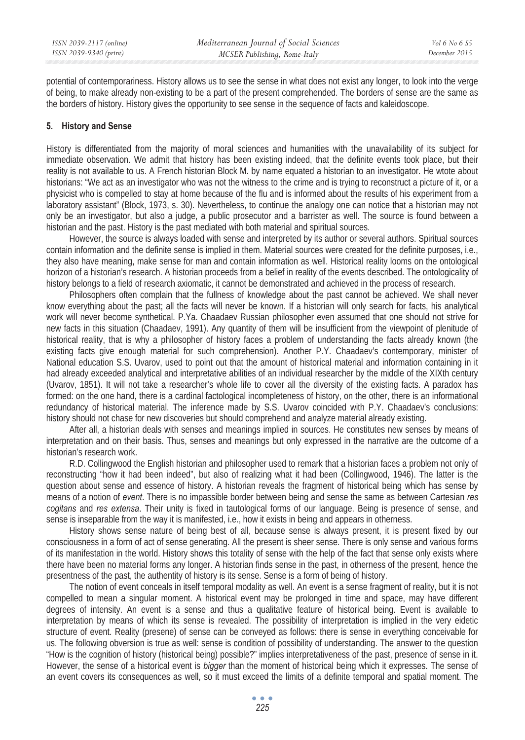potential of contemporariness. History allows us to see the sense in what does not exist any longer, to look into the verge of being, to make already non-existing to be a part of the present comprehended. The borders of sense are the same as the borders of history. History gives the opportunity to see sense in the sequence of facts and kaleidoscope.

## 5. History and Sense

History is differentiated from the majority of moral sciences and humanities with the unavailability of its subject for immediate observation. We admit that history has been existing indeed, that the definite events took place, but their reality is not available to us. A French historian Block M. by name equated a historian to an investigator. He wtote about historians: "We act as an investigator who was not the witness to the crime and is trying to reconstruct a picture of it, or a physicist who is compelled to stay at home because of the flu and is informed about the results of his experiment from a laboratory assistant" (Block, 1973, s. 30). Nevertheless, to continue the analogy one can notice that a historian may not only be an investigator, but also a judge, a public prosecutor and a barrister as well. The source is found between a historian and the past. History is the past mediated with both material and spiritual sources.

However, the source is always loaded with sense and interpreted by its author or several authors. Spiritual sources contain information and the definite sense is implied in them. Material sources were created for the definite purposes, i.e., they also have meaning, make sense for man and contain information as well. Historical reality looms on the ontological horizon of a historian's research. A historian proceeds from a belief in reality of the events described. The ontologicality of history belongs to a field of research axiomatic, it cannot be demonstrated and achieved in the process of research.

Philosophers often complain that the fullness of knowledge about the past cannot be achieved. We shall never know everything about the past; all the facts will never be known. If a historian will only search for facts, his analytical work will never become synthetical. P.Ya. Chaadaev Russian philosopher even assumed that one should not strive for new facts in this situation (Chaadaev, 1991). Any quantity of them will be insufficient from the viewpoint of plenitude of historical reality, that is why a philosopher of history faces a problem of understanding the facts already known (the existing facts give enough material for such comprehension). Another P.Y. Chaadaev's contemporary, minister of National education S.S. Uvarov, used to point out that the amount of historical material and information containing in it had already exceeded analytical and interpretative abilities of an individual researcher by the middle of the XIXth century (Uvarov, 1851). It will not take a researcher's whole life to cover all the diversity of the existing facts. A paradox has formed: on the one hand, there is a cardinal factological incompleteness of history, on the other, there is an informational redundancy of historical material. The inference made by S.S. Uvarov coincided with P.Y. Chaadaev's conclusions: history should not chase for new discoveries but should comprehend and analyze material already existing.

After all, a historian deals with senses and meanings implied in sources. He constitutes new senses by means of interpretation and on their basis. Thus, senses and meanings but only expressed in the narrative are the outcome of a historian's research work.

R.D. Collingwood the English historian and philosopher used to remark that a historian faces a problem not only of reconstructing "how it had been indeed", but also of realizing what it had been (Collingwood, 1946). The latter is the question about sense and essence of history. A historian reveals the fragment of historical being which has sense by means of a notion of *event*. There is no impassible border between being and sense the same as between Cartesian *res cogitans* and *res extensa*. Their unity is fixed in tautological forms of our language. Being is presence of sense, and sense is inseparable from the way it is manifested, i.e., how it exists in being and appears in otherness.

History shows sense nature of being best of all, because sense is always present, it is present fixed by our consciousness in a form of act of sense generating. All the present is sheer sense. There is only sense and various forms of its manifestation in the world. History shows this totality of sense with the help of the fact that sense only exists where there have been no material forms any longer. A historian finds sense in the past, in otherness of the present, hence the presentness of the past, the authentity of history is its sense. Sense is a form of being of history.

The notion of event conceals in itself temporal modality as well. An event is a sense fragment of reality, but it is not compelled to mean a singular moment. A historical event may be prolonged in time and space, may have different degrees of intensity. An event is a sense and thus a qualitative feature of historical being. Event is available to interpretation by means of which its sense is revealed. The possibility of interpretation is implied in the very eidetic structure of event. Reality (presene) of sense can be conveyed as follows: there is sense in everything conceivable for us. The following obversion is true as well: sense is condition of possibility of understanding. The answer to the question "How is the cognition of history (historical being) possible?" implies interpretativeness of the past, presence of sense in it. However, the sense of a historical event is *bigger* than the moment of historical being which it expresses. The sense of an event covers its consequences as well, so it must exceed the limits of a definite temporal and spatial moment. The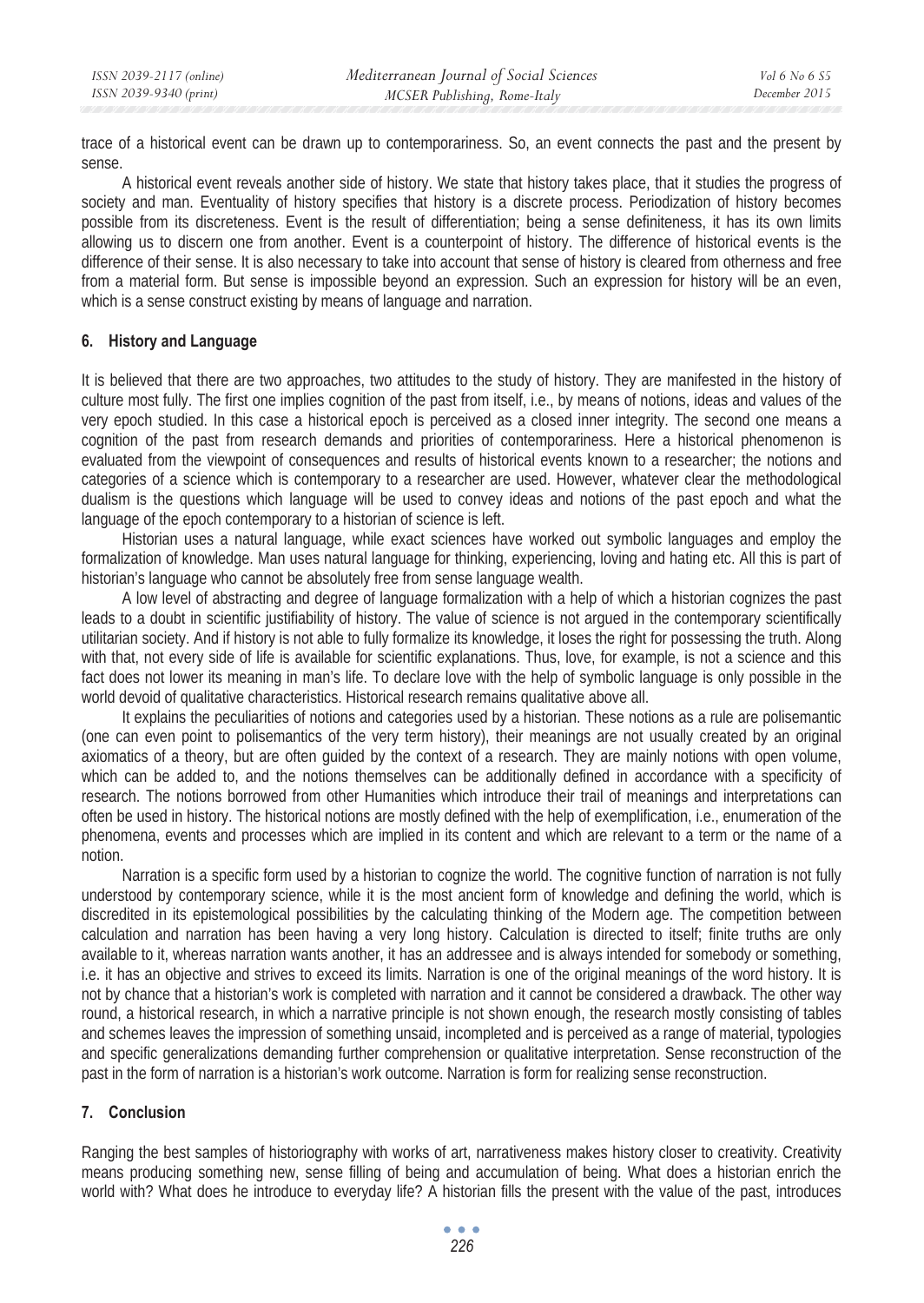trace of a historical event can be drawn up to contemporariness. So, an event connects the past and the present by sense.

A historical event reveals another side of history. We state that history takes place, that it studies the progress of society and man. Eventuality of history specifies that history is a discrete process. Periodization of history becomes possible from its discreteness. Event is the result of differentiation; being a sense definiteness, it has its own limits allowing us to discern one from another. Event is a counterpoint of history. The difference of historical events is the difference of their sense. It is also necessary to take into account that sense of history is cleared from otherness and free from a material form. But sense is impossible beyond an expression. Such an expression for history will be an even, which is a sense construct existing by means of language and narration.

## 6. History and Language

It is believed that there are two approaches, two attitudes to the study of history. They are manifested in the history of culture most fully. The first one implies cognition of the past from itself, i.e., by means of notions, ideas and values of the very epoch studied. In this case a historical epoch is perceived as a closed inner integrity. The second one means a cognition of the past from research demands and priorities of contemporariness. Here a historical phenomenon is evaluated from the viewpoint of consequences and results of historical events known to a researcher; the notions and categories of a science which is contemporary to a researcher are used. However, whatever clear the methodological dualism is the questions which language will be used to convey ideas and notions of the past epoch and what the language of the epoch contemporary to a historian of science is left.

Historian uses a natural language, while exact sciences have worked out symbolic languages and employ the formalization of knowledge. Man uses natural language for thinking, experiencing, loving and hating etc. All this is part of historian's language who cannot be absolutely free from sense language wealth.

A low level of abstracting and degree of language formalization with a help of which a historian cognizes the past leads to a doubt in scientific justifiability of history. The value of science is not argued in the contemporary scientifically utilitarian society. And if history is not able to fully formalize its knowledge, it loses the right for possessing the truth. Along with that, not every side of life is available for scientific explanations. Thus, love, for example, is not a science and this fact does not lower its meaning in man's life. To declare love with the help of symbolic language is only possible in the world devoid of qualitative characteristics. Historical research remains qualitative above all.

It explains the peculiarities of notions and categories used by a historian. These notions as a rule are polisemantic (one can even point to polisemantics of the very term history), their meanings are not usually created by an original axiomatics of a theory, but are often guided by the context of a research. They are mainly notions with open volume, which can be added to, and the notions themselves can be additionally defined in accordance with a specificity of research. The notions borrowed from other Humanities which introduce their trail of meanings and interpretations can often be used in history. The historical notions are mostly defined with the help of exemplification, i.e., enumeration of the phenomena, events and processes which are implied in its content and which are relevant to a term or the name of a notion.

Narration is a specific form used by a historian to cognize the world. The cognitive function of narration is not fully understood by contemporary science, while it is the most ancient form of knowledge and defining the world, which is discredited in its epistemological possibilities by the calculating thinking of the Modern age. The competition between calculation and narration has been having a very long history. Calculation is directed to itself; finite truths are only available to it, whereas narration wants another, it has an addressee and is always intended for somebody or something, i.e. it has an objective and strives to exceed its limits. Narration is one of the original meanings of the word history. It is not by chance that a historian's work is completed with narration and it cannot be considered a drawback. The other way round, a historical research, in which a narrative principle is not shown enough, the research mostly consisting of tables and schemes leaves the impression of something unsaid, incompleted and is perceived as a range of material, typologies and specific generalizations demanding further comprehension or qualitative interpretation. Sense reconstruction of the past in the form of narration is a historian's work outcome. Narration is form for realizing sense reconstruction.

## 7. Conclusion

Ranging the best samples of historiography with works of art, narrativeness makes history closer to creativity. Creativity means producing something new, sense filling of being and accumulation of being. What does a historian enrich the world with? What does he introduce to everyday life? A historian fills the present with the value of the past, introduces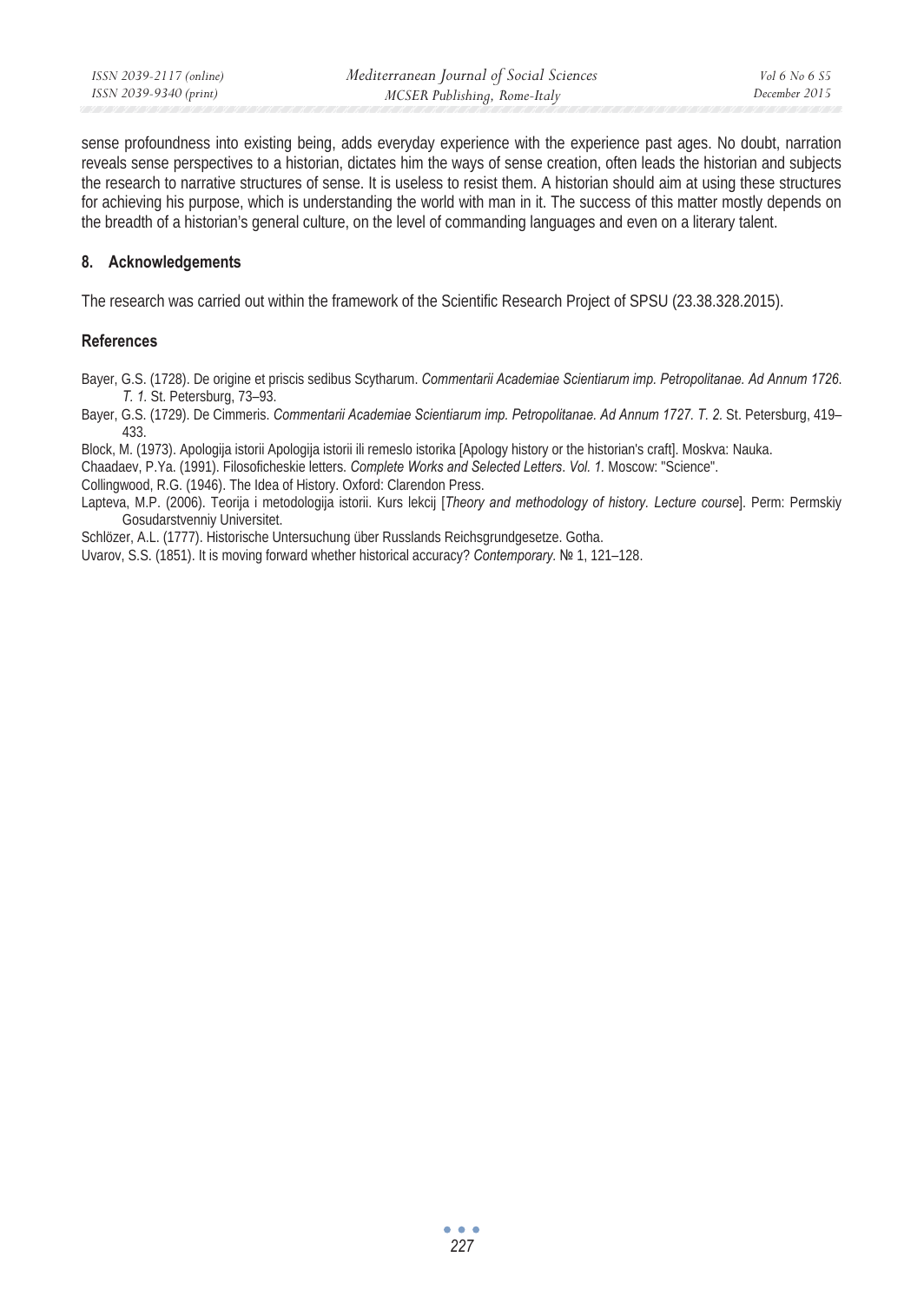sense profoundness into existing being, adds everyday experience with the experience past ages. No doubt, narration reveals sense perspectives to a historian, dictates him the ways of sense creation, often leads the historian and subjects the research to narrative structures of sense. It is useless to resist them. A historian should aim at using these structures for achieving his purpose, which is understanding the world with man in it. The success of this matter mostly depends on the breadth of a historian's general culture, on the level of commanding languages and even on a literary talent.

## 8. Acknowledgements

The research was carried out within the framework of the Scientific Research Project of SPSU (23.38.328.2015).

## References

Bayer, G.S. (1728). De origine et priscis sedibus Scytharum. *Commentarii Academiae Scientiarum imp. Petropolitanae. Ad Annum 1726. T. 1.* St. Petersburg, 73–93.

Bayer, G.S. (1729). De Cimmeris. *Commentarii Academiae Scientiarum imp. Petropolitanae. Ad Annum 1727. T. 2.* St. Petersburg, 419–433.

Block, M. (1973). Apologija istorii Apologija istorii ili remeslo istorika [Apology history or the historian's craft]. Moskva: Nauka.

Chaadaev, P.Ya. (1991). Filosoficheskie letters. *Complete Works and Selected Letters. Vol. 1.* Moscow: "Science".

Collingwood, R.G. (1946). The Idea of History. Oxford: Clarendon Press.

Lapteva, M.P. (2006). Teorija i metodologija istorii. Kurs lekcij [*Theory and methodology of history. Lecture course*]. Perm: Permskiy Gosudarstvenniy Universitet.

Schlözer, A.L. (1777). Historische Untersuchung über Russlands Reichsgrundgesetze. Gotha.

Uvarov, S.S. (1851). It is moving forward whether historical accuracy? *Contemporary.* № 1, 121–128.